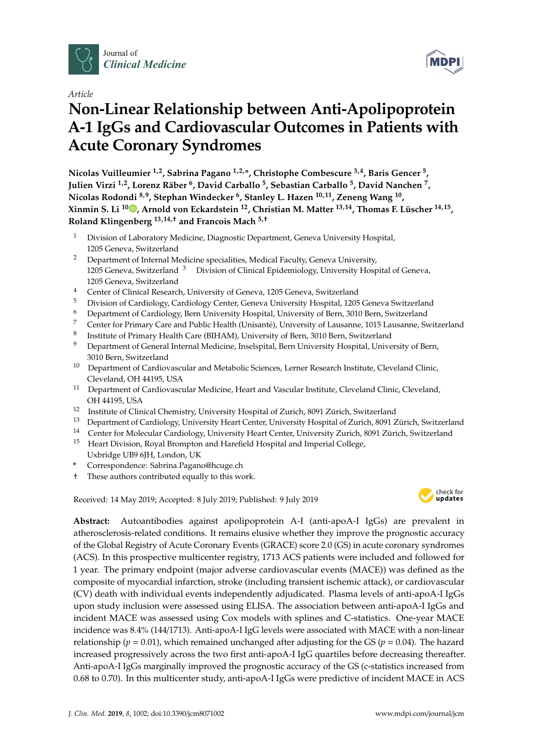Article

# Non-Linear Relationship between Anti-Apolipoprotein A-1 IgGs and Cardiovascular Outcomes in Patients with Acute Coronary Syndromes

**Nicolas Vuilleumier [1,2], Sabrina Pagano [1,2,*], Christophe Combescure [3,4], Baris Gencer [5], Julien Virzi [1,2], Lorenz Räber [6], David Carballo [5], Sebastian Carballo [5], David Nanchen [7], Nicolas Rodondi [8,9], Stephan Windecker [6], Stanley L. Hazen [10,11], Zeneng Wang [10], Xinmin S. Li [10], Arnold von Eckardstein [12], Christian M. Matter [13,14], Thomas F. Lüscher [14,15], Roland Klingenberg [13,14,†] and Francois Mach [5,†]**

1. Division of Laboratory Medicine, Diagnostic Department, Geneva University Hospital, 1205 Geneva, Switzerland
2. Department of Internal Medicine specialities, Medical Faculty, Geneva University, 1205 Geneva, Switzerland
3. Division of Clinical Epidemiology, University Hospital of Geneva, 1205 Geneva, Switzerland
4. Center of Clinical Research, University of Geneva, 1205 Geneva, Switzerland
5. Division of Cardiology, Cardiology Center, Geneva University Hospital, 1205 Geneva Switzerland
6. Department of Cardiology, Bern University Hospital, 3010 Bern, Switzerland
7. Center for Primary Care and Public Health (Unisanté), University of Lausanne, 1015 Lausanne, Switzerland
8. Institute of Primary Health Care (BIHAM), University of Bern, 3010 Bern, Switzerland
9. Department of General Internal Medicine, Inselspital, Bern University Hospital, University of Bern, 3010 Bern, Switzerland
10. Department of Cardiovascular and Metabolic Sciences, Lerner Research Institute, Cleveland Clinic, Cleveland, OH 44195, USA
11. Department of Cardiovascular Medicine, Heart and Vascular Institute, Cleveland Clinic, Cleveland, OH 44195, USA
12. Institute of Clinical Chemistry, University Hospital of Zurich, 8091 Zürich, Switzerland
13. Department of Cardiology, University Heart Center, University Hospital of Zurich, 8091 Zürich, Switzerland
14. Center for Molecular Cardiology, University Heart Center, University Zurich, 8091 Zürich, Switzerland
15. Heart Division, Royal Brompton and Harefield Hospital and Imperial College, Uxbridge UB9 6JH, London, UK

\* Correspondence: Sabrina.Pagano@hcuge.ch

† These authors contributed equally to this work.

Received: 14 May 2019; Accepted: 8 July 2019; Published: 9 July 2019

**Abstract:** Autoantibodies against apolipoprotein A-I (anti-apoA-I IgGs) are prevalent in atherosclerosis-related conditions. It remains elusive whether they improve the prognostic accuracy of the Global Registry of Acute Coronary Events (GRACE) score 2.0 (GS) in acute coronary syndromes (ACS). In this prospective multicenter registry, 1713 ACS patients were included and followed for 1 year. The primary endpoint (major adverse cardiovascular events (MACE)) was defined as the composite of myocardial infarction, stroke (including transient ischemic attack), or cardiovascular (CV) death with individual events independently adjudicated. Plasma levels of anti-apoA-I IgGs upon study inclusion were assessed using ELISA. The association between anti-apoA-I IgGs and incident MACE was assessed using Cox models with splines and C-statistics. One-year MACE incidence was 8.4% (144/1713). Anti-apoA-I IgG levels were associated with MACE with a non-linear relationship ($p = 0.01$), which remained unchanged after adjusting for the GS ($p = 0.04$). The hazard increased progressively across the two first anti-apoA-I IgG quartiles before decreasing thereafter. Anti-apoA-I IgGs marginally improved the prognostic accuracy of the GS (c-statistics increased from 0.68 to 0.70). In this multicenter study, anti-apoA-I IgGs were predictive of incident MACE in ACS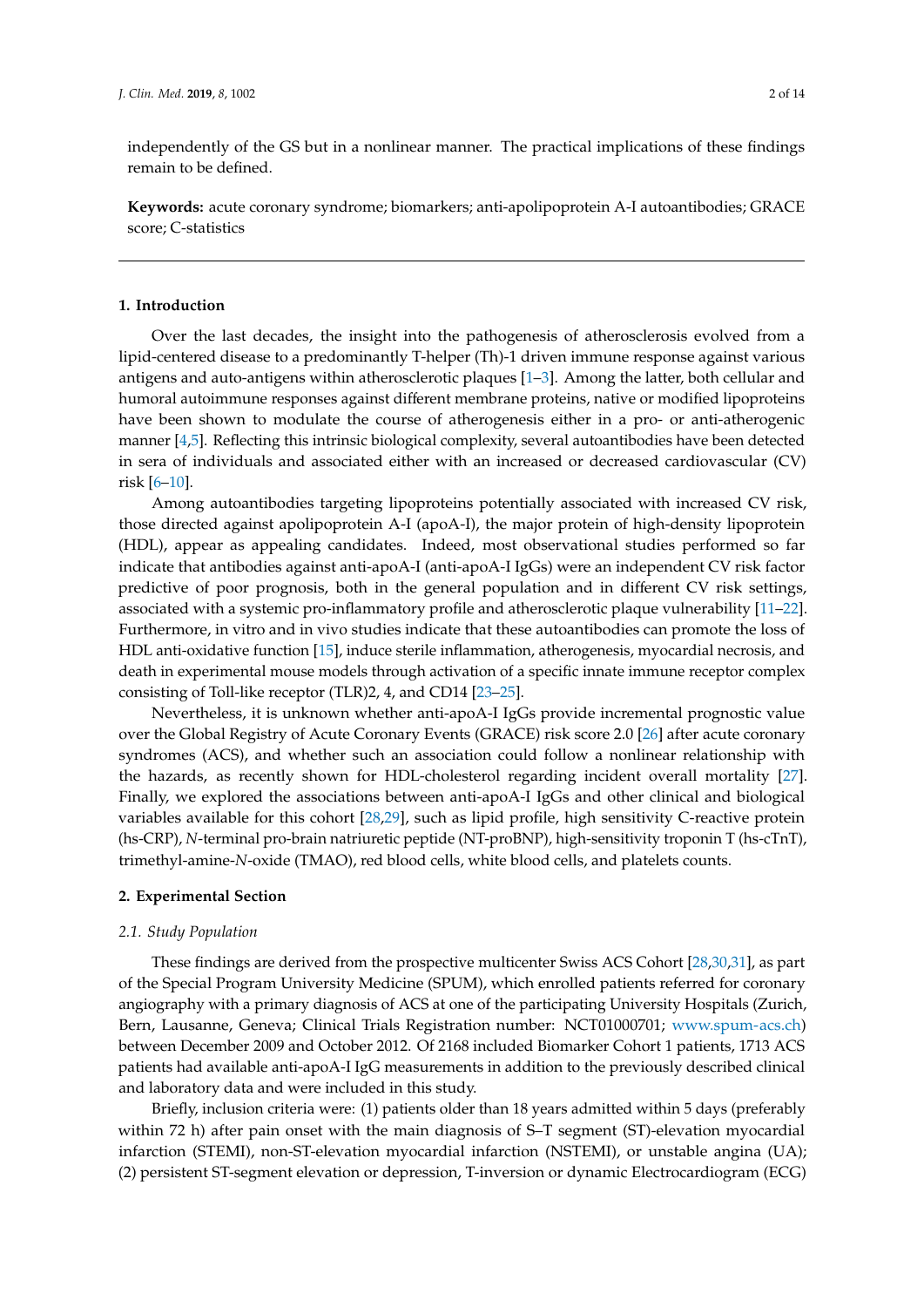independently of the GS but in a nonlinear manner. The practical implications of these findings remain to be defined.

**Keywords:** acute coronary syndrome; biomarkers; anti-apolipoprotein A-I autoantibodies; GRACE score; C-statistics

---

## 1. Introduction

Over the last decades, the insight into the pathogenesis of atherosclerosis evolved from a lipid-centered disease to a predominantly T-helper (Th)-1 driven immune response against various antigens and auto-antigens within atherosclerotic plaques [1–3]. Among the latter, both cellular and humoral autoimmune responses against different membrane proteins, native or modified lipoproteins have been shown to modulate the course of atherogenesis either in a pro- or anti-atherogenic manner [4,5]. Reflecting this intrinsic biological complexity, several autoantibodies have been detected in sera of individuals and associated either with an increased or decreased cardiovascular (CV) risk [6–10].

Among autoantibodies targeting lipoproteins potentially associated with increased CV risk, those directed against apolipoprotein A-I (apoA-I), the major protein of high-density lipoprotein (HDL), appear as appealing candidates. Indeed, most observational studies performed so far indicate that antibodies against apoA-I (anti-apoA-I IgGs) were an independent CV risk factor predictive of poor prognosis, both in the general population and in different CV risk settings, associated with a systemic pro-inflammatory profile and atherosclerotic plaque vulnerability [11–22]. Furthermore, in vitro and in vivo studies indicate that these autoantibodies can promote the loss of HDL anti-oxidative function [15], induce sterile inflammation, atherogenesis, myocardial necrosis, and death in experimental mouse models through activation of a specific innate immune receptor complex consisting of Toll-like receptor (TLR)2, 4, and CD14 [23–25].

Nevertheless, it is unknown whether anti-apoA-I IgGs provide incremental prognostic value over the Global Registry of Acute Coronary Events (GRACE) risk score 2.0 [26] after acute coronary syndromes (ACS), and whether such an association could follow a nonlinear relationship with the hazards, as recently shown for HDL-cholesterol regarding incident overall mortality [27]. Finally, we explored the associations between anti-apoA-I IgGs and other clinical and biological variables available for this cohort [28,29], such as lipid profile, high sensitivity C-reactive protein (hs-CRP), *N*-terminal pro-brain natriuretic peptide (NT-proBNP), high-sensitivity troponin T (hs-cTnT), trimethyl-amine-*N*-oxide (TMAO), red blood cells, white blood cells, and platelets counts.

## 2. Experimental Section

### 2.1. Study Population

These findings are derived from the prospective multicenter Swiss ACS Cohort [28,30,31], as part of the Special Program University Medicine (SPUM), which enrolled patients referred for coronary angiography with a primary diagnosis of ACS at one of the participating University Hospitals (Zurich, Bern, Lausanne, Geneva; Clinical Trials Registration number: NCT01000701; www.spum-acs.ch) between December 2009 and October 2012. Of 2168 included Biomarker Cohort 1 patients, 1713 ACS patients had available anti-apoA-I IgG measurements in addition to the previously described clinical and laboratory data and were included in this study.

Briefly, inclusion criteria were: (1) patients older than 18 years admitted within 5 days (preferably within 72 h) after pain onset with the main diagnosis of S–T segment (ST)-elevation myocardial infarction (STEMI), non-ST-elevation myocardial infarction (NSTEMI), or unstable angina (UA); (2) persistent ST-segment elevation or depression, T-inversion or dynamic Electrocardiogram (ECG)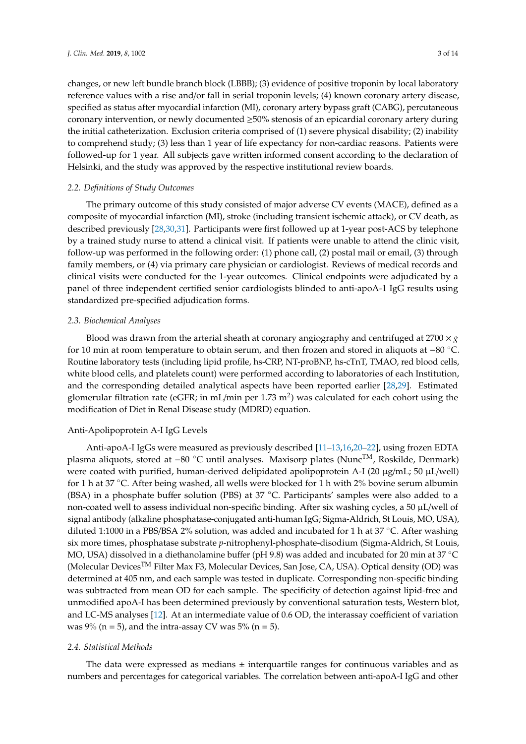changes, or new left bundle branch block (LBBB); (3) evidence of positive troponin by local laboratory reference values with a rise and/or fall in serial troponin levels; (4) known coronary artery disease, specified as status after myocardial infarction (MI), coronary artery bypass graft (CABG), percutaneous coronary intervention, or newly documented ≥50% stenosis of an epicardial coronary artery during the initial catheterization. Exclusion criteria comprised of (1) severe physical disability; (2) inability to comprehend study; (3) less than 1 year of life expectancy for non-cardiac reasons. Patients were followed-up for 1 year. All subjects gave written informed consent according to the declaration of Helsinki, and the study was approved by the respective institutional review boards.

### 2.2. Definitions of Study Outcomes

The primary outcome of this study consisted of major adverse CV events (MACE), defined as a composite of myocardial infarction (MI), stroke (including transient ischemic attack), or CV death, as described previously [28,30,31]. Participants were first followed up at 1-year post-ACS by telephone by a trained study nurse to attend a clinical visit. If patients were unable to attend the clinic visit, follow-up was performed in the following order: (1) phone call, (2) postal mail or email, (3) through family members, or (4) via primary care physician or cardiologist. Reviews of medical records and clinical visits were conducted for the 1-year outcomes. Clinical endpoints were adjudicated by a panel of three independent certified senior cardiologists blinded to anti-apoA-1 IgG results using standardized pre-specified adjudication forms.

### 2.3. Biochemical Analyses

Blood was drawn from the arterial sheath at coronary angiography and centrifuged at $2700 \times g$ for 10 min at room temperature to obtain serum, and then frozen and stored in aliquots at −80 °C. Routine laboratory tests (including lipid profile, hs-CRP, NT-proBNP, hs-cTnT, TMAO, red blood cells, white blood cells, and platelets count) were performed according to laboratories of each Institution, and the corresponding detailed analytical aspects have been reported earlier [28,29]. Estimated glomerular filtration rate (eGFR; in mL/min per 1.73 $m^2$) was calculated for each cohort using the modification of Diet in Renal Disease study (MDRD) equation.

#### Anti-Apolipoprotein A-I IgG Levels

Anti-apoA-I IgGs were measured as previously described [11–13,16,20–22], using frozen EDTA plasma aliquots, stored at −80 °C until analyses. Maxisorp plates (Nunc™, Roskilde, Denmark) were coated with purified, human-derived delipidated apolipoprotein A-I (20 µg/mL; 50 µL/well) for 1 h at 37 °C. After being washed, all wells were blocked for 1 h with 2% bovine serum albumin (BSA) in a phosphate buffer solution (PBS) at 37 °C. Participants' samples were also added to a non-coated well to assess individual non-specific binding. After six washing cycles, a 50 µL/well of signal antibody (alkaline phosphatase-conjugated anti-human IgG; Sigma-Aldrich, St Louis, MO, USA), diluted 1:1000 in a PBS/BSA 2% solution, was added and incubated for 1 h at 37 °C. After washing six more times, phosphatase substrate *p*-nitrophenyl-phosphate-disodium (Sigma-Aldrich, St Louis, MO, USA) dissolved in a diethanolamine buffer (pH 9.8) was added and incubated for 20 min at 37 °C (Molecular Devices™ Filter Max F3, Molecular Devices, San Jose, CA, USA). Optical density (OD) was determined at 405 nm, and each sample was tested in duplicate. Corresponding non-specific binding was subtracted from mean OD for each sample. The specificity of detection against lipid-free and unmodified apoA-I has been determined previously by conventional saturation tests, Western blot, and LC-MS analyses [12]. At an intermediate value of 0.6 OD, the interassay coefficient of variation was 9% (n = 5), and the intra-assay CV was 5% (n = 5).

### 2.4. Statistical Methods

The data were expressed as medians ± interquartile ranges for continuous variables and as numbers and percentages for categorical variables. The correlation between anti-apoA-I IgG and other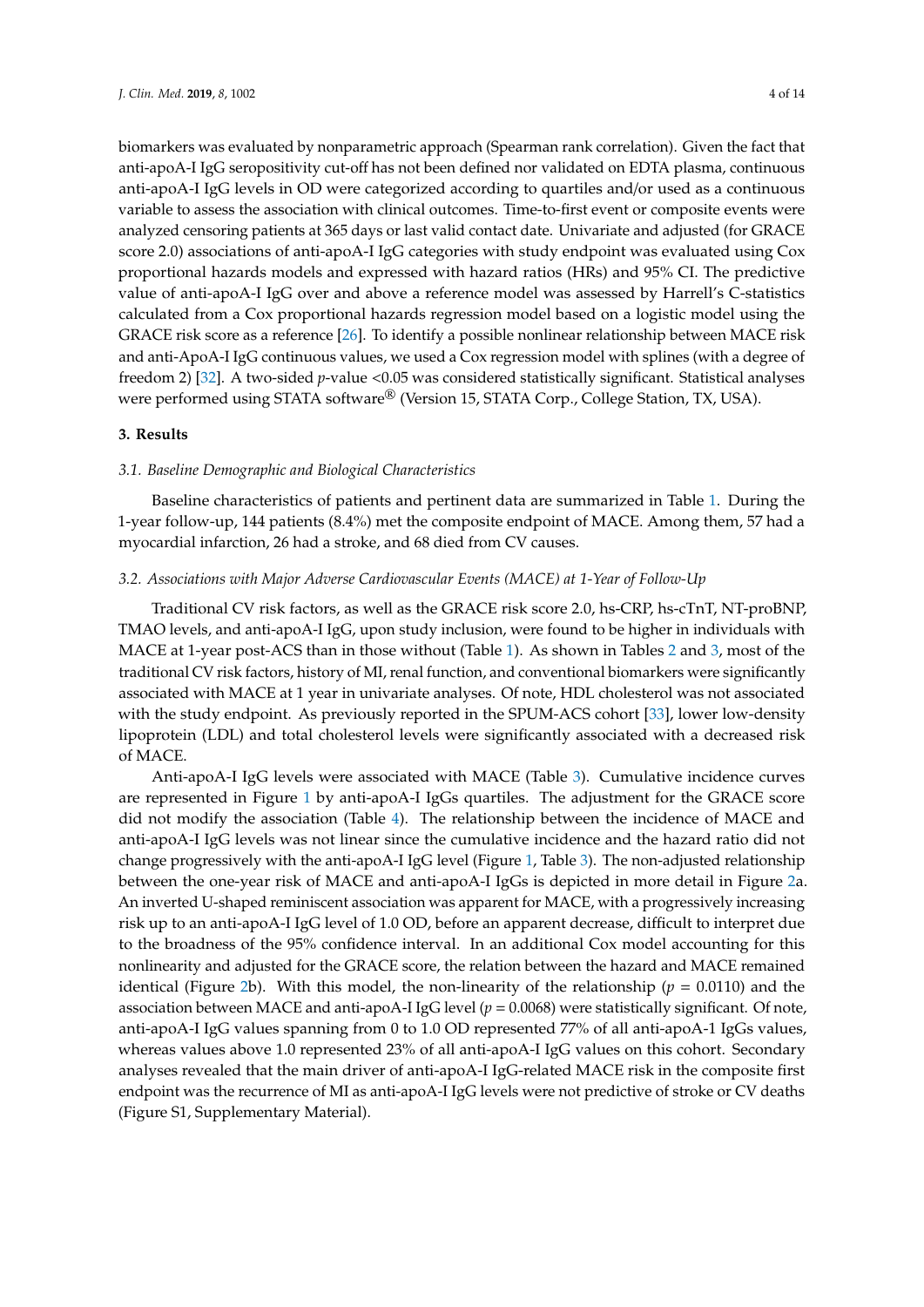biomarkers was evaluated by nonparametric approach (Spearman rank correlation). Given the fact that anti-apoA-I IgG seropositivity cut-off has not been defined nor validated on EDTA plasma, continuous anti-apoA-I IgG levels in OD were categorized according to quartiles and/or used as a continuous variable to assess the association with clinical outcomes. Time-to-first event or composite events were analyzed censoring patients at 365 days or last valid contact date. Univariate and adjusted (for GRACE score 2.0) associations of anti-apoA-I IgG categories with study endpoint was evaluated using Cox proportional hazards models and expressed with hazard ratios (HRs) and 95% CI. The predictive value of anti-apoA-I IgG over and above a reference model was assessed by Harrell's C-statistics calculated from a Cox proportional hazards regression model based on a logistic model using the GRACE risk score as a reference [26]. To identify a possible nonlinear relationship between MACE risk and anti-ApoA-I IgG continuous values, we used a Cox regression model with splines (with a degree of freedom 2) [32]. A two-sided *p*-value <0.05 was considered statistically significant. Statistical analyses were performed using STATA software® (Version 15, STATA Corp., College Station, TX, USA).

## 3. Results

### 3.1. Baseline Demographic and Biological Characteristics

Baseline characteristics of patients and pertinent data are summarized in Table 1. During the 1-year follow-up, 144 patients (8.4%) met the composite endpoint of MACE. Among them, 57 had a myocardial infarction, 26 had a stroke, and 68 died from CV causes.

### 3.2. Associations with Major Adverse Cardiovascular Events (MACE) at 1-Year of Follow-Up

Traditional CV risk factors, as well as the GRACE risk score 2.0, hs-CRP, hs-cTnT, NT-proBNP, TMAO levels, and anti-apoA-I IgG, upon study inclusion, were found to be higher in individuals with MACE at 1-year post-ACS than in those without (Table 1). As shown in Tables 2 and 3, most of the traditional CV risk factors, history of MI, renal function, and conventional biomarkers were significantly associated with MACE at 1 year in univariate analyses. Of note, HDL cholesterol was not associated with the study endpoint. As previously reported in the SPUM-ACS cohort [33], lower low-density lipoprotein (LDL) and total cholesterol levels were significantly associated with a decreased risk of MACE.

Anti-apoA-I IgG levels were associated with MACE (Table 3). Cumulative incidence curves are represented in Figure 1 by anti-apoA-I IgGs quartiles. The adjustment for the GRACE score did not modify the association (Table 4). The relationship between the incidence of MACE and anti-apoA-I IgG levels was not linear since the cumulative incidence and the hazard ratio did not change progressively with the anti-apoA-I IgG level (Figure 1, Table 3). The non-adjusted relationship between the one-year risk of MACE and anti-apoA-I IgGs is depicted in more detail in Figure 2a. An inverted U-shaped reminiscent association was apparent for MACE, with a progressively increasing risk up to an anti-apoA-I IgG level of 1.0 OD, before an apparent decrease, difficult to interpret due to the broadness of the 95% confidence interval. In an additional Cox model accounting for this nonlinearity and adjusted for the GRACE score, the relation between the hazard and MACE remained identical (Figure 2b). With this model, the non-linearity of the relationship ($p = 0.0110$) and the association between MACE and anti-apoA-I IgG level ($p = 0.0068$) were statistically significant. Of note, anti-apoA-I IgG values spanning from 0 to 1.0 OD represented 77% of all anti-apoA-1 IgGs values, whereas values above 1.0 represented 23% of all anti-apoA-I IgG values on this cohort. Secondary analyses revealed that the main driver of anti-apoA-I IgG-related MACE risk in the composite first endpoint was the recurrence of MI as anti-apoA-I IgG levels were not predictive of stroke or CV deaths (Figure S1, Supplementary Material).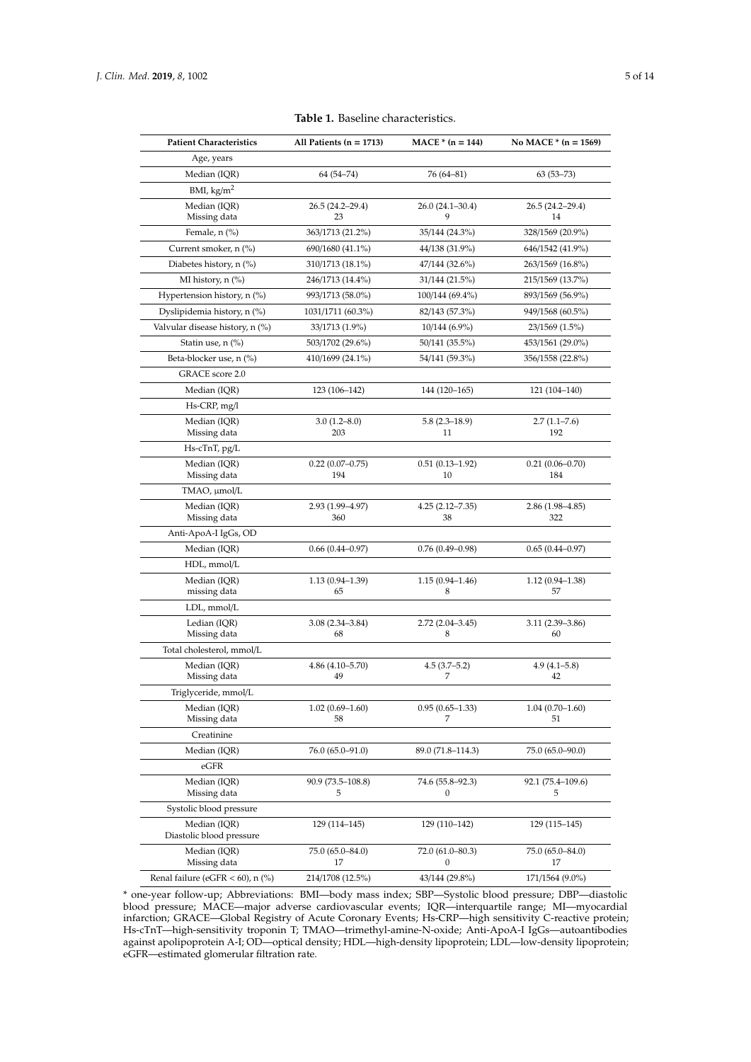**Table 1.** Baseline characteristics.

| Patient Characteristics | All Patients (n = 1713) | MACE * (n = 144) | No MACE * (n = 1569) |
|---|---|---|---|
| Age, years | | | |
| Median (IQR) | 64 (54–74) | 76 (64–81) | 63 (53–73) |
| BMI, kg/m$^2$ | | | |
| Median (IQR)<br>Missing data | 26.5 (24.2–29.4)<br>23 | 26.0 (24.1–30.4)<br>9 | 26.5 (24.2–29.4)<br>14 |
| Female, n (%) | 363/1713 (21.2%) | 35/144 (24.3%) | 328/1569 (20.9%) |
| Current smoker, n (%) | 690/1680 (41.1%) | 44/138 (31.9%) | 646/1542 (41.9%) |
| Diabetes history, n (%) | 310/1713 (18.1%) | 47/144 (32.6%) | 263/1569 (16.8%) |
| MI history, n (%) | 246/1713 (14.4%) | 31/144 (21.5%) | 215/1569 (13.7%) |
| Hypertension history, n (%) | 993/1713 (58.0%) | 100/144 (69.4%) | 893/1569 (56.9%) |
| Dyslipidemia history, n (%) | 1031/1711 (60.3%) | 82/143 (57.3%) | 949/1568 (60.5%) |
| Valvular disease history, n (%) | 33/1713 (1.9%) | 10/144 (6.9%) | 23/1569 (1.5%) |
| Statin use, n (%) | 503/1702 (29.6%) | 50/141 (35.5%) | 453/1561 (29.0%) |
| Beta-blocker use, n (%) | 410/1699 (24.1%) | 54/141 (59.3%) | 356/1558 (22.8%) |
| GRACE score 2.0 | | | |
| Median (IQR) | 123 (106–142) | 144 (120–165) | 121 (104–140) |
| Hs-CRP, mg/l | | | |
| Median (IQR)<br>Missing data | 3.0 (1.2–8.0)<br>203 | 5.8 (2.3–18.9)<br>11 | 2.7 (1.1–7.6)<br>192 |
| Hs-cTnT, pg/L | | | |
| Median (IQR)<br>Missing data | 0.22 (0.07–0.75)<br>194 | 0.51 (0.13–1.92)<br>10 | 0.21 (0.06–0.70)<br>184 |
| TMAO, µmol/L | | | |
| Median (IQR)<br>Missing data | 2.93 (1.99–4.97)<br>360 | 4.25 (2.12–7.35)<br>38 | 2.86 (1.98–4.85)<br>322 |
| Anti-ApoA-I IgGs, OD | | | |
| Median (IQR) | 0.66 (0.44–0.97) | 0.76 (0.49–0.98) | 0.65 (0.44–0.97) |
| HDL, mmol/L | | | |
| Median (IQR)<br>missing data | 1.13 (0.94–1.39)<br>65 | 1.15 (0.94–1.46)<br>8 | 1.12 (0.94–1.38)<br>57 |
| LDL, mmol/L | | | |
| Ledian (IQR)<br>Missing data | 3.08 (2.34–3.84)<br>68 | 2.72 (2.04–3.45)<br>8 | 3.11 (2.39–3.86)<br>60 |
| Total cholesterol, mmol/L | | | |
| Median (IQR)<br>Missing data | 4.86 (4.10–5.70)<br>49 | 4.5 (3.7–5.2)<br>7 | 4.9 (4.1–5.8)<br>42 |
| Triglyceride, mmol/L | | | |
| Median (IQR)<br>Missing data | 1.02 (0.69–1.60)<br>58 | 0.95 (0.65–1.33)<br>7 | 1.04 (0.70–1.60)<br>51 |
| Creatinine | | | |
| Median (IQR) | 76.0 (65.0–91.0) | 89.0 (71.8–114.3) | 75.0 (65.0–90.0) |
| eGFR | | | |
| Median (IQR)<br>Missing data | 90.9 (73.5–108.8)<br>5 | 74.6 (55.8–92.3)<br>0 | 92.1 (75.4–109.6)<br>5 |
| Systolic blood pressure | | | |
| Median (IQR)<br>Diastolic blood pressure | 129 (114–145) | 129 (110–142) | 129 (115–145) |
| Median (IQR)<br>Missing data | 75.0 (65.0–84.0)<br>17 | 72.0 (61.0–80.3)<br>0 | 75.0 (65.0–84.0)<br>17 |
| Renal failure (eGFR < 60), n (%) | 214/1708 (12.5%) | 43/144 (29.8%) | 171/1564 (9.0%) |

* one-year follow-up; Abbreviations: BMI—body mass index; SBP—Systolic blood pressure; DBP—diastolic blood pressure; MACE—major adverse cardiovascular events; IQR—interquartile range; MI—myocardial infarction; GRACE—Global Registry of Acute Coronary Events; Hs-CRP—high sensitivity C-reactive protein; Hs-cTnT—high-sensitivity troponin T; TMAO—trimethyl-amine-N-oxide; Anti-ApoA-I IgGs—autoantibodies against apolipoprotein A-I; OD—optical density; HDL—high-density lipoprotein; LDL—low-density lipoprotein; eGFR—estimated glomerular filtration rate.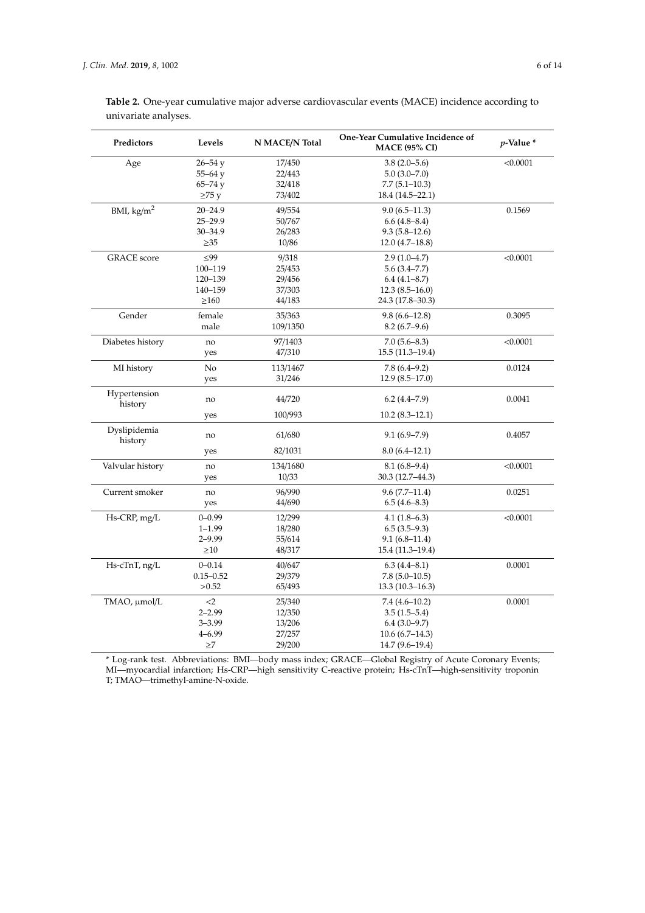**Table 2.** One-year cumulative major adverse cardiovascular events (MACE) incidence according to univariate analyses.

| Predictors | Levels | N MACE/N Total | One-Year Cumulative Incidence of MACE (95% CI) | *p*-Value * |
|---|---|---|---|---|
| Age | 26–54 y | 17/450 | 3.8 (2.0–5.6) | <0.0001 |
| | 55–64 y | 22/443 | 5.0 (3.0–7.0) | |
| | 65–74 y | 32/418 | 7.7 (5.1–10.3) | |
| | ≥75 y | 73/402 | 18.4 (14.5–22.1) | |
| BMI, kg/m$^2$ | 20–24.9 | 49/554 | 9.0 (6.5–11.3) | 0.1569 |
| | 25–29.9 | 50/767 | 6.6 (4.8–8.4) | |
| | 30–34.9 | 26/283 | 9.3 (5.8–12.6) | |
| | ≥35 | 10/86 | 12.0 (4.7–18.8) | |
| GRACE score | ≤99 | 9/318 | 2.9 (1.0–4.7) | <0.0001 |
| | 100–119 | 25/453 | 5.6 (3.4–7.7) | |
| | 120–139 | 29/456 | 6.4 (4.1–8.7) | |
| | 140–159 | 37/303 | 12.3 (8.5–16.0) | |
| | ≥160 | 44/183 | 24.3 (17.8–30.3) | |
| Gender | female | 35/363 | 9.8 (6.6–12.8) | 0.3095 |
| | male | 109/1350 | 8.2 (6.7–9.6) | |
| Diabetes history | no | 97/1403 | 7.0 (5.6–8.3) | <0.0001 |
| | yes | 47/310 | 15.5 (11.3–19.4) | |
| MI history | No | 113/1467 | 7.8 (6.4–9.2) | 0.0124 |
| | yes | 31/246 | 12.9 (8.5–17.0) | |
| Hypertension history | no | 44/720 | 6.2 (4.4–7.9) | 0.0041 |
| | yes | 100/993 | 10.2 (8.3–12.1) | |
| Dyslipidemia history | no | 61/680 | 9.1 (6.9–7.9) | 0.4057 |
| | yes | 82/1031 | 8.0 (6.4–12.1) | |
| Valvular history | no | 134/1680 | 8.1 (6.8–9.4) | <0.0001 |
| | yes | 10/33 | 30.3 (12.7–44.3) | |
| Current smoker | no | 96/990 | 9.6 (7.7–11.4) | 0.0251 |
| | yes | 44/690 | 6.5 (4.6–8.3) | |
| Hs-CRP, mg/L | 0–0.99 | 12/299 | 4.1 (1.8–6.3) | <0.0001 |
| | 1–1.99 | 18/280 | 6.5 (3.5–9.3) | |
| | 2–9.99 | 55/614 | 9.1 (6.8–11.4) | |
| | ≥10 | 48/317 | 15.4 (11.3–19.4) | |
| Hs-cTnT, ng/L | 0–0.14 | 40/647 | 6.3 (4.4–8.1) | 0.0001 |
| | 0.15–0.52 | 29/379 | 7.8 (5.0–10.5) | |
| | >0.52 | 65/493 | 13.3 (10.3–16.3) | |
| TMAO, μmol/L | <2 | 25/340 | 7.4 (4.6–10.2) | 0.0001 |
| | 2–2.99 | 12/350 | 3.5 (1.5–5.4) | |
| | 3–3.99 | 13/206 | 6.4 (3.0–9.7) | |
| | 4–6.99 | 27/257 | 10.6 (6.7–14.3) | |
| | ≥7 | 29/200 | 14.7 (9.6–19.4) | |

* Log-rank test. Abbreviations: BMI—body mass index; GRACE—Global Registry of Acute Coronary Events; MI—myocardial infarction; Hs-CRP—high sensitivity C-reactive protein; Hs-cTnT—high-sensitivity troponin T; TMAO—trimethyl-amine-N-oxide.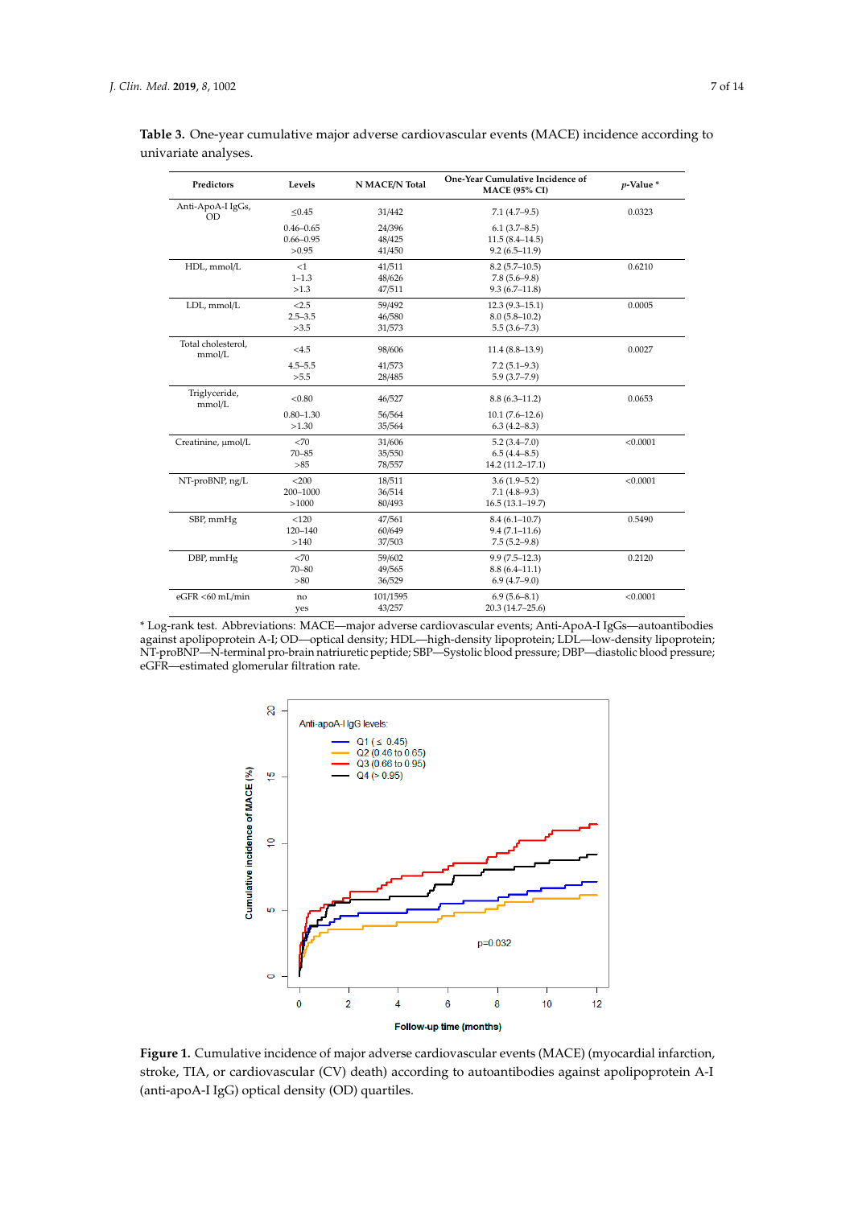**Table 3.** One-year cumulative major adverse cardiovascular events (MACE) incidence according to univariate analyses.

| Predictors | Levels | N MACE/N Total | One-Year Cumulative Incidence of MACE (95% CI) | *p*-Value * |
|---|---|---|---|---|
| Anti-ApoA-I IgGs, OD | ≤0.45 | 31/442 | 7.1 (4.7–9.5) | 0.0323 |
| | 0.46–0.65 | 24/396 | 6.1 (3.7–8.5) | |
| | 0.66–0.95 | 48/425 | 11.5 (8.4–14.5) | |
| | >0.95 | 41/450 | 9.2 (6.5–11.9) | |
| HDL, mmol/L | <1 | 41/511 | 8.2 (5.7–10.5) | 0.6210 |
| | 1–1.3 | 48/626 | 7.8 (5.6–9.8) | |
| | >1.3 | 47/511 | 9.3 (6.7–11.8) | |
| LDL, mmol/L | <2.5 | 59/492 | 12.3 (9.3–15.1) | 0.0005 |
| | 2.5–3.5 | 46/580 | 8.0 (5.8–10.2) | |
| | >3.5 | 31/573 | 5.5 (3.6–7.3) | |
| Total cholesterol, mmol/L | <4.5 | 98/606 | 11.4 (8.8–13.9) | 0.0027 |
| | 4.5–5.5 | 41/573 | 7.2 (5.1–9.3) | |
| | >5.5 | 28/485 | 5.9 (3.7–7.9) | |
| Triglyceride, mmol/L | <0.80 | 46/527 | 8.8 (6.3–11.2) | 0.0653 |
| | 0.80–1.30 | 56/564 | 10.1 (7.6–12.6) | |
| | >1.30 | 35/564 | 6.3 (4.2–8.3) | |
| Creatinine, μmol/L | <70 | 31/606 | 5.2 (3.4–7.0) | <0.0001 |
| | 70–85 | 35/550 | 6.5 (4.4–8.5) | |
| | >85 | 78/557 | 14.2 (11.2–17.1) | |
| NT-proBNP, ng/L | <200 | 18/511 | 3.6 (1.9–5.2) | <0.0001 |
| | 200–1000 | 36/514 | 7.1 (4.8–9.3) | |
| | >1000 | 80/493 | 16.5 (13.1–19.7) | |
| SBP, mmHg | <120 | 47/561 | 8.4 (6.1–10.7) | 0.5490 |
| | 120–140 | 60/649 | 9.4 (7.1–11.6) | |
| | >140 | 37/503 | 7.5 (5.2–9.8) | |
| DBP, mmHg | <70 | 59/602 | 9.9 (7.5–12.3) | 0.2120 |
| | 70–80 | 49/565 | 8.8 (6.4–11.1) | |
| | >80 | 36/529 | 6.9 (4.7–9.0) | |
| eGFR <60 mL/min | no | 101/1595 | 6.9 (5.6–8.1) | <0.0001 |
| | yes | 43/257 | 20.3 (14.7–25.6) | |

* Log-rank test. Abbreviations: MACE—major adverse cardiovascular events; Anti-ApoA-I IgGs—autoantibodies against apolipoprotein A-I; OD—optical density; HDL—high-density lipoprotein; LDL—low-density lipoprotein; NT-proBNP—N-terminal pro-brain natriuretic peptide; SBP—Systolic blood pressure; DBP—diastolic blood pressure; eGFR—estimated glomerular filtration rate.

**Figure 1.** Cumulative incidence of major adverse cardiovascular events (MACE) (myocardial infarction, stroke, TIA, or cardiovascular (CV) death) according to autoantibodies against apolipoprotein A-I (anti-apoA-I IgG) optical density (OD) quartiles.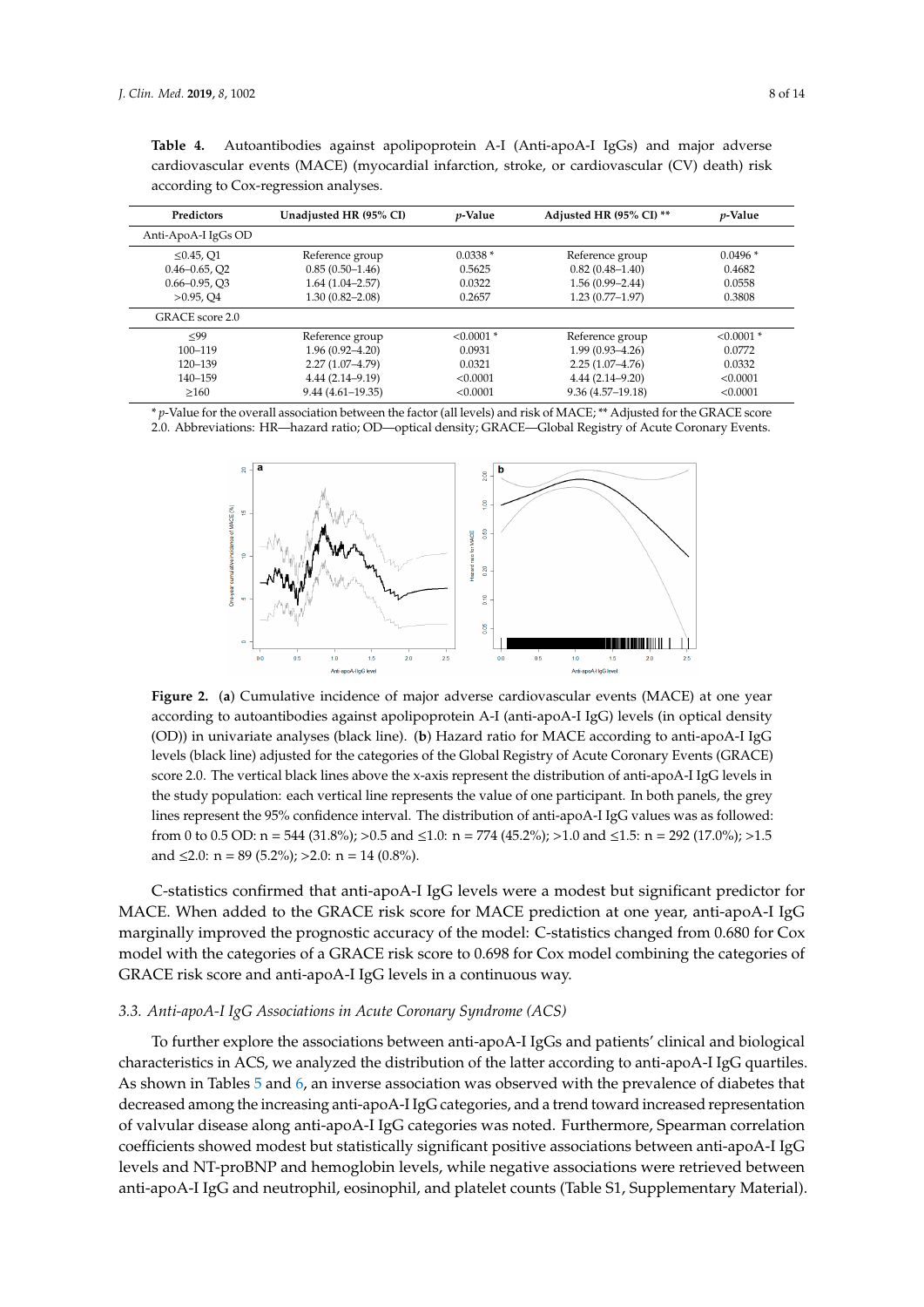**Table 4.** Autoantibodies against apolipoprotein A-I (Anti-apoA-I IgGs) and major adverse cardiovascular events (MACE) (myocardial infarction, stroke, or cardiovascular (CV) death) risk according to Cox-regression analyses.

| Predictors | Unadjusted HR (95% CI) | *p*-Value | Adjusted HR (95% CI) ** | *p*-Value |
|---|---|---|---|---|
| Anti-ApoA-I IgGs OD | | | | |
| ≤0.45, Q1 | Reference group | 0.0338 * | Reference group | 0.0496 * |
| 0.46–0.65, Q2 | 0.85 (0.50–1.46) | 0.5625 | 0.82 (0.48–1.40) | 0.4682 |
| 0.66–0.95, Q3 | 1.64 (1.04–2.57) | 0.0322 | 1.56 (0.99–2.44) | 0.0558 |
| >0.95, Q4 | 1.30 (0.82–2.08) | 0.2657 | 1.23 (0.77–1.97) | 0.3808 |
| GRACE score 2.0 | | | | |
| ≤99 | Reference group | <0.0001 * | Reference group | <0.0001 * |
| 100–119 | 1.96 (0.92–4.20) | 0.0931 | 1.99 (0.93–4.26) | 0.0772 |
| 120–139 | 2.27 (1.07–4.79) | 0.0321 | 2.25 (1.07–4.76) | 0.0332 |
| 140–159 | 4.44 (2.14–9.19) | <0.0001 | 4.44 (2.14–9.20) | <0.0001 |
| ≥160 | 9.44 (4.61–19.35) | <0.0001 | 9.36 (4.57–19.18) | <0.0001 |

\* *p*-Value for the overall association between the factor (all levels) and risk of MACE; ** Adjusted for the GRACE score 2.0. Abbreviations: HR—hazard ratio; OD—optical density; GRACE—Global Registry of Acute Coronary Events.

**Figure 2.** (**a**) Cumulative incidence of major adverse cardiovascular events (MACE) at one year according to autoantibodies against apolipoprotein A-I (anti-apoA-I IgG) levels (in optical density (OD)) in univariate analyses (black line). (**b**) Hazard ratio for MACE according to anti-apoA-I IgG levels (black line) adjusted for the categories of the Global Registry of Acute Coronary Events (GRACE) score 2.0. The vertical black lines above the x-axis represent the distribution of anti-apoA-I IgG levels in the study population: each vertical line represents the value of one participant. In both panels, the grey lines represent the 95% confidence interval. The distribution of anti-apoA-I IgG values was as followed: from 0 to 0.5 OD: n = 544 (31.8%); >0.5 and ≤1.0: n = 774 (45.2%); >1.0 and ≤1.5: n = 292 (17.0%); >1.5 and ≤2.0: n = 89 (5.2%); >2.0: n = 14 (0.8%).

C-statistics confirmed that anti-apoA-I IgG levels were a modest but significant predictor for MACE. When added to the GRACE risk score for MACE prediction at one year, anti-apoA-I IgG marginally improved the prognostic accuracy of the model: C-statistics changed from 0.680 for Cox model with the categories of a GRACE risk score to 0.698 for Cox model combining the categories of GRACE risk score and anti-apoA-I IgG levels in a continuous way.

### *3.3. Anti-apoA-I IgG Associations in Acute Coronary Syndrome (ACS)*

To further explore the associations between anti-apoA-I IgGs and patients' clinical and biological characteristics in ACS, we analyzed the distribution of the latter according to anti-apoA-I IgG quartiles. As shown in Tables 5 and 6, an inverse association was observed with the prevalence of diabetes that decreased among the increasing anti-apoA-I IgG categories, and a trend toward increased representation of valvular disease along anti-apoA-I IgG categories was noted. Furthermore, Spearman correlation coefficients showed modest but statistically significant positive associations between anti-apoA-I IgG levels and NT-proBNP and hemoglobin levels, while negative associations were retrieved between anti-apoA-I IgG and neutrophil, eosinophil, and platelet counts (Table S1, Supplementary Material).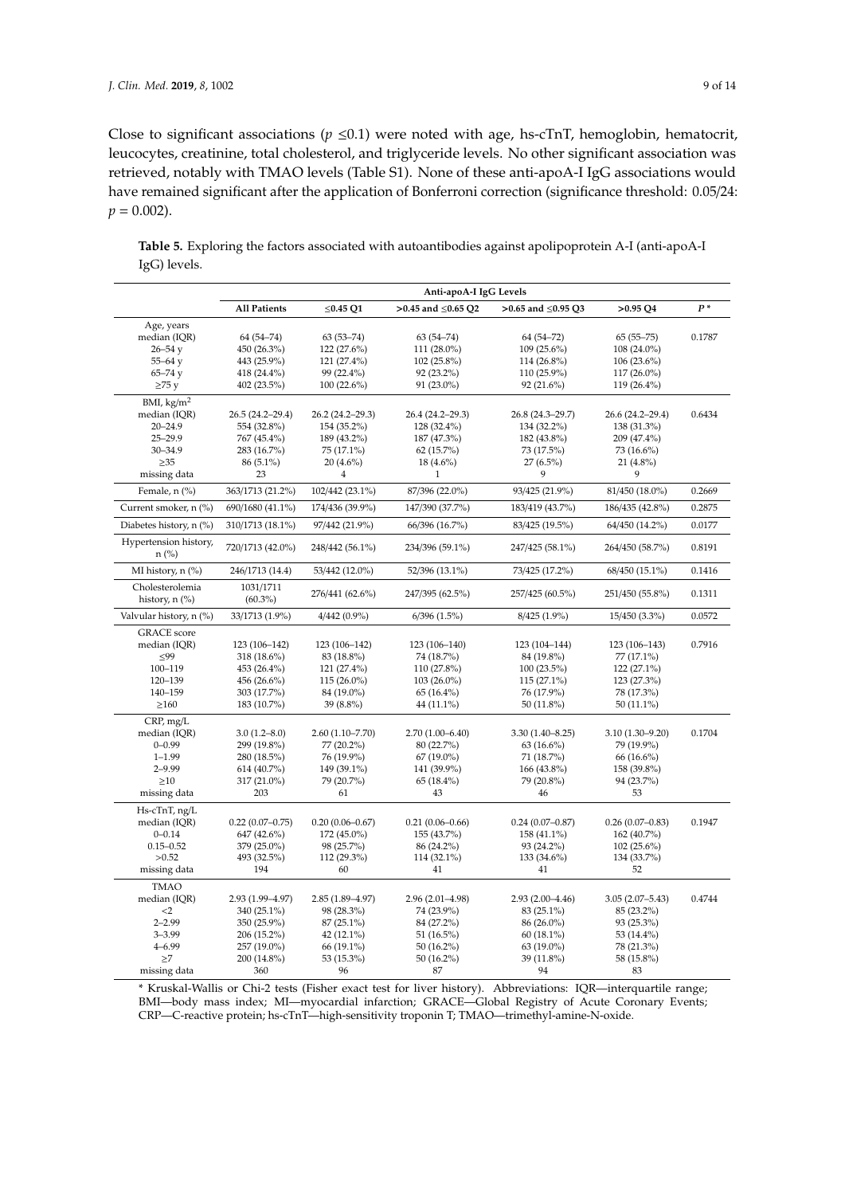Close to significant associations ($p \leq 0.1$) were noted with age, hs-cTnT, hemoglobin, hematocrit, leucocytes, creatinine, total cholesterol, and triglyceride levels. No other significant association was retrieved, notably with TMAO levels (Table S1). None of these anti-apoA-I IgG associations would have remained significant after the application of Bonferroni correction (significance threshold: 0.05/24: $p = 0.002$).

**Table 5.** Exploring the factors associated with autoantibodies against apolipoprotein A-I (anti-apoA-I IgG) levels.

| | Anti-apoA-I IgG Levels | | | | | |
|---|---|---|---|---|---|---|
| | **All Patients** | **≤0.45 Q1** | **>0.45 and ≤0.65 Q2** | **>0.65 and ≤0.95 Q3** | **>0.95 Q4** | **$P$ \*** |
| Age, years | | | | | | |
| median (IQR) | 64 (54–74) | 63 (53–74) | 63 (54–74) | 64 (54–72) | 65 (55–75) | 0.1787 |
| 26–54 y | 450 (26.3%) | 122 (27.6%) | 111 (28.0%) | 109 (25.6%) | 108 (24.0%) | |
| 55–64 y | 443 (25.9%) | 121 (27.4%) | 102 (25.8%) | 114 (26.8%) | 106 (23.6%) | |
| 65–74 y | 418 (24.4%) | 99 (22.4%) | 92 (23.2%) | 110 (25.9%) | 117 (26.0%) | |
| ≥75 y | 402 (23.5%) | 100 (22.6%) | 91 (23.0%) | 92 (21.6%) | 119 (26.4%) | |
| BMI, kg/m$^2$ | | | | | | |
| median (IQR) | 26.5 (24.2–29.4) | 26.2 (24.2–29.3) | 26.4 (24.2–29.3) | 26.8 (24.3–29.7) | 26.6 (24.2–29.4) | 0.6434 |
| 20–24.9 | 554 (32.8%) | 154 (35.2%) | 128 (32.4%) | 134 (32.2%) | 138 (31.3%) | |
| 25–29.9 | 767 (45.4%) | 189 (43.2%) | 187 (47.3%) | 182 (43.8%) | 209 (47.4%) | |
| 30–34.9 | 283 (16.7%) | 75 (17.1%) | 62 (15.7%) | 73 (17.5%) | 73 (16.6%) | |
| ≥35 | 86 (5.1%) | 20 (4.6%) | 18 (4.6%) | 27 (6.5%) | 21 (4.8%) | |
| missing data | 23 | 4 | 1 | 9 | 9 | |
| Female, n (%) | 363/1713 (21.2%) | 102/442 (23.1%) | 87/396 (22.0%) | 93/425 (21.9%) | 81/450 (18.0%) | 0.2669 |
| Current smoker, n (%) | 690/1680 (41.1%) | 174/436 (39.9%) | 147/390 (37.7%) | 183/419 (43.7%) | 186/435 (42.8%) | 0.2875 |
| Diabetes history, n (%) | 310/1713 (18.1%) | 97/442 (21.9%) | 66/396 (16.7%) | 83/425 (19.5%) | 64/450 (14.2%) | 0.0177 |
| Hypertension history, n (%) | 720/1713 (42.0%) | 248/442 (56.1%) | 234/396 (59.1%) | 247/425 (58.1%) | 264/450 (58.7%) | 0.8191 |
| MI history, n (%) | 246/1713 (14.4) | 53/442 (12.0%) | 52/396 (13.1%) | 73/425 (17.2%) | 68/450 (15.1%) | 0.1416 |
| Cholesterolemia history, n (%) | 1031/1711 (60.3%) | 276/441 (62.6%) | 247/395 (62.5%) | 257/425 (60.5%) | 251/450 (55.8%) | 0.1311 |
| Valvular history, n (%) | 33/1713 (1.9%) | 4/442 (0.9%) | 6/396 (1.5%) | 8/425 (1.9%) | 15/450 (3.3%) | 0.0572 |
| GRACE score | | | | | | |
| median (IQR) | 123 (106–142) | 123 (106–142) | 123 (106–140) | 123 (104–144) | 123 (106–143) | 0.7916 |
| ≤99 | 318 (18.6%) | 83 (18.8%) | 74 (18.7%) | 84 (19.8%) | 77 (17.1%) | |
| 100–119 | 453 (26.4%) | 121 (27.4%) | 110 (27.8%) | 100 (23.5%) | 122 (27.1%) | |
| 120–139 | 456 (26.6%) | 115 (26.0%) | 103 (26.0%) | 115 (27.1%) | 123 (27.3%) | |
| 140–159 | 303 (17.7%) | 84 (19.0%) | 65 (16.4%) | 76 (17.9%) | 78 (17.3%) | |
| ≥160 | 183 (10.7%) | 39 (8.8%) | 44 (11.1%) | 50 (11.8%) | 50 (11.1%) | |
| CRP, mg/L | | | | | | |
| median (IQR) | 3.0 (1.2–8.0) | 2.60 (1.10–7.70) | 2.70 (1.00–6.40) | 3.30 (1.40–8.25) | 3.10 (1.30–9.20) | 0.1704 |
| 0–0.99 | 299 (19.8%) | 77 (20.2%) | 80 (22.7%) | 63 (16.6%) | 79 (19.9%) | |
| 1–1.99 | 280 (18.5%) | 76 (19.9%) | 67 (19.0%) | 71 (18.7%) | 66 (16.6%) | |
| 2–9.99 | 614 (40.7%) | 149 (39.1%) | 141 (39.9%) | 166 (43.8%) | 158 (39.8%) | |
| ≥10 | 317 (21.0%) | 79 (20.7%) | 65 (18.4%) | 79 (20.8%) | 94 (23.7%) | |
| missing data | 203 | 61 | 43 | 46 | 53 | |
| Hs-cTnT, ng/L | | | | | | |
| median (IQR) | 0.22 (0.07–0.75) | 0.20 (0.06–0.67) | 0.21 (0.06–0.66) | 0.24 (0.07–0.87) | 0.26 (0.07–0.83) | 0.1947 |
| 0–0.14 | 647 (42.6%) | 172 (45.0%) | 155 (43.7%) | 158 (41.1%) | 162 (40.7%) | |
| 0.15–0.52 | 379 (25.0%) | 98 (25.7%) | 86 (24.2%) | 93 (24.2%) | 102 (25.6%) | |
| >0.52 | 493 (32.5%) | 112 (29.3%) | 114 (32.1%) | 133 (34.6%) | 134 (33.7%) | |
| missing data | 194 | 60 | 41 | 41 | 52 | |
| TMAO | | | | | | |
| median (IQR) | 2.93 (1.99–4.97) | 2.85 (1.89–4.97) | 2.96 (2.01–4.98) | 2.93 (2.00–4.46) | 3.05 (2.07–5.43) | 0.4744 |
| <2 | 340 (25.1%) | 98 (28.3%) | 74 (23.9%) | 83 (25.1%) | 85 (23.2%) | |
| 2–2.99 | 350 (25.9%) | 87 (25.1%) | 84 (27.2%) | 86 (26.0%) | 93 (25.3%) | |
| 3–3.99 | 206 (15.2%) | 42 (12.1%) | 51 (16.5%) | 60 (18.1%) | 53 (14.4%) | |
| 4–6.99 | 257 (19.0%) | 66 (19.1%) | 50 (16.2%) | 63 (19.0%) | 78 (21.3%) | |
| ≥7 | 200 (14.8%) | 53 (15.3%) | 50 (16.2%) | 39 (11.8%) | 58 (15.8%) | |
| missing data | 360 | 96 | 87 | 94 | 83 | |

\* Kruskal-Wallis or Chi-2 tests (Fisher exact test for liver history). Abbreviations: IQR—interquartile range; BMI—body mass index; MI—myocardial infarction; GRACE—Global Registry of Acute Coronary Events; CRP—C-reactive protein; hs-cTnT—high-sensitivity troponin T; TMAO—trimethyl-amine-N-oxide.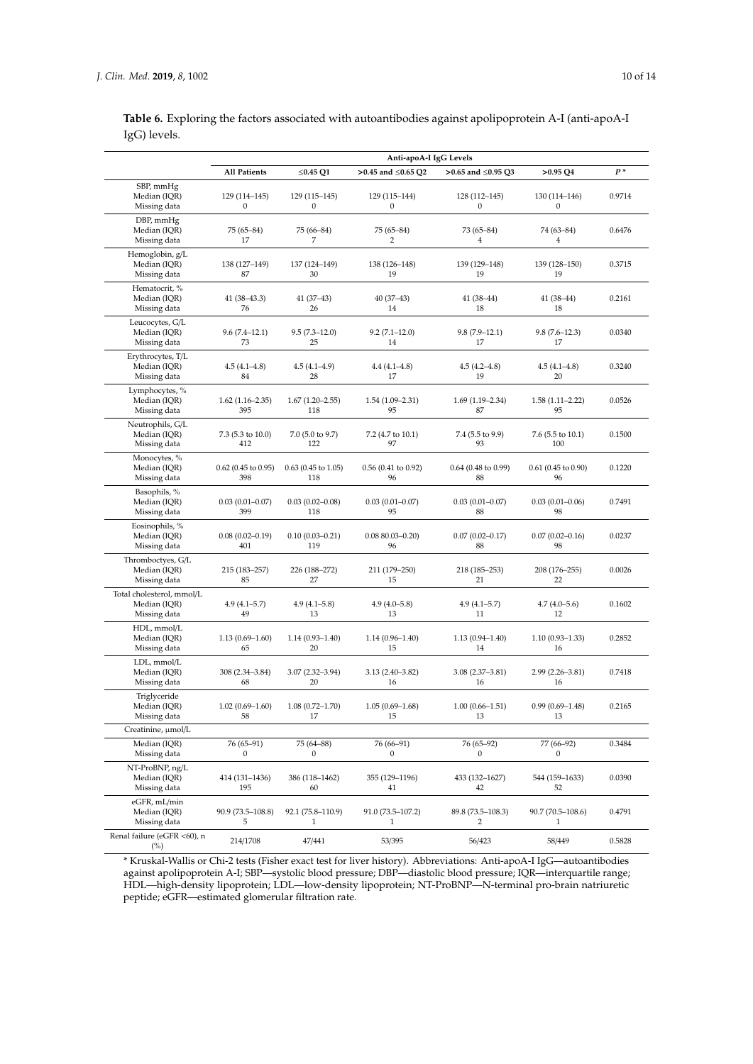**Table 6.** Exploring the factors associated with autoantibodies against apolipoprotein A-I (anti-apoA-I IgG) levels.

| | Anti-apoA-I IgG Levels | | | | | |
|---|---|---|---|---|---|---|
| | **All Patients** | **≤0.45 Q1** | **>0.45 and ≤0.65 Q2** | **>0.65 and ≤0.95 Q3** | **>0.95 Q4** | ***P*** * |
| SBP, mmHg | | | | | | |
| Median (IQR) | 129 (114–145) | 129 (115–145) | 129 (115–144) | 128 (112–145) | 130 (114–146) | 0.9714 |
| Missing data | 0 | 0 | 0 | 0 | 0 | |
| DBP, mmHg | | | | | | |
| Median (IQR) | 75 (65–84) | 75 (66–84) | 75 (65–84) | 73 (65–84) | 74 (63–84) | 0.6476 |
| Missing data | 17 | 7 | 2 | 4 | 4 | |
| Hemoglobin, g/L | | | | | | |
| Median (IQR) | 138 (127–149) | 137 (124–149) | 138 (126–148) | 139 (129–148) | 139 (128–150) | 0.3715 |
| Missing data | 87 | 30 | 19 | 19 | 19 | |
| Hematocrit, % | | | | | | |
| Median (IQR) | 41 (38–43.3) | 41 (37–43) | 40 (37–43) | 41 (38–44) | 41 (38–44) | 0.2161 |
| Missing data | 76 | 26 | 14 | 18 | 18 | |
| Leucocytes, G/L | | | | | | |
| Median (IQR) | 9.6 (7.4–12.1) | 9.5 (7.3–12.0) | 9.2 (7.1–12.0) | 9.8 (7.9–12.1) | 9.8 (7.6–12.3) | 0.0340 |
| Missing data | 73 | 25 | 14 | 17 | 17 | |
| Erythrocytes, T/L | | | | | | |
| Median (IQR) | 4.5 (4.1–4.8) | 4.5 (4.1–4.9) | 4.4 (4.1–4.8) | 4.5 (4.2–4.8) | 4.5 (4.1–4.8) | 0.3240 |
| Missing data | 84 | 28 | 17 | 19 | 20 | |
| Lymphocytes, % | | | | | | |
| Median (IQR) | 1.62 (1.16–2.35) | 1.67 (1.20–2.55) | 1.54 (1.09–2.31) | 1.69 (1.19–2.34) | 1.58 (1.11–2.22) | 0.0526 |
| Missing data | 395 | 118 | 95 | 87 | 95 | |
| Neutrophils, G/L | | | | | | |
| Median (IQR) | 7.3 (5.3 to 10.0) | 7.0 (5.0 to 9.7) | 7.2 (4.7 to 10.1) | 7.4 (5.5 to 9.9) | 7.6 (5.5 to 10.1) | 0.1500 |
| Missing data | 412 | 122 | 97 | 93 | 100 | |
| Monocytes, % | | | | | | |
| Median (IQR) | 0.62 (0.45 to 0.95) | 0.63 (0.45 to 1.05) | 0.56 (0.41 to 0.92) | 0.64 (0.48 to 0.99) | 0.61 (0.45 to 0.90) | 0.1220 |
| Missing data | 398 | 118 | 96 | 88 | 96 | |
| Basophils, % | | | | | | |
| Median (IQR) | 0.03 (0.01–0.07) | 0.03 (0.02–0.08) | 0.03 (0.01–0.07) | 0.03 (0.01–0.07) | 0.03 (0.01–0.06) | 0.7491 |
| Missing data | 399 | 118 | 95 | 88 | 98 | |
| Eosinophils, % | | | | | | |
| Median (IQR) | 0.08 (0.02–0.19) | 0.10 (0.03–0.21) | 0.08 80.03–0.20) | 0.07 (0.02–0.17) | 0.07 (0.02–0.16) | 0.0237 |
| Missing data | 401 | 119 | 96 | 88 | 98 | |
| Thromboctyes, G/L | | | | | | |
| Median (IQR) | 215 (183–257) | 226 (188–272) | 211 (179–250) | 218 (185–253) | 208 (176–255) | 0.0026 |
| Missing data | 85 | 27 | 15 | 21 | 22 | |
| Total cholesterol, mmol/L | | | | | | |
| Median (IQR) | 4.9 (4.1–5.7) | 4.9 (4.1–5.8) | 4.9 (4.0–5.8) | 4.9 (4.1–5.7) | 4.7 (4.0–5.6) | 0.1602 |
| Missing data | 49 | 13 | 13 | 11 | 12 | |
| HDL, mmol/L | | | | | | |
| Median (IQR) | 1.13 (0.69–1.60) | 1.14 (0.93–1.40) | 1.14 (0.96–1.40) | 1.13 (0.94–1.40) | 1.10 (0.93–1.33) | 0.2852 |
| Missing data | 65 | 20 | 15 | 14 | 16 | |
| LDL, mmol/L | | | | | | |
| Median (IQR) | 308 (2.34–3.84) | 3.07 (2.32–3.94) | 3.13 (2.40–3.82) | 3.08 (2.37–3.81) | 2.99 (2.26–3.81) | 0.7418 |
| Missing data | 68 | 20 | 16 | 16 | 16 | |
| Triglyceride | | | | | | |
| Median (IQR) | 1.02 (0.69–1.60) | 1.08 (0.72–1.70) | 1.05 (0.69–1.68) | 1.00 (0.66–1.51) | 0.99 (0.69–1.48) | 0.2165 |
| Missing data | 58 | 17 | 15 | 13 | 13 | |
| Creatinine, µmol/L | | | | | | |
| Median (IQR) | 76 (65–91) | 75 (64–88) | 76 (66–91) | 76 (65–92) | 77 (66–92) | 0.3484 |
| Missing data | 0 | 0 | 0 | 0 | 0 | |
| NT-ProBNP, ng/L | | | | | | |
| Median (IQR) | 414 (131–1436) | 386 (118–1462) | 355 (129–1196) | 433 (132–1627) | 544 (159–1633) | 0.0390 |
| Missing data | 195 | 60 | 41 | 42 | 52 | |
| eGFR, mL/min | | | | | | |
| Median (IQR) | 90.9 (73.5–108.8) | 92.1 (75.8–110.9) | 91.0 (73.5–107.2) | 89.8 (73.5–108.3) | 90.7 (70.5–108.6) | 0.4791 |
| Missing data | 5 | 1 | 1 | 2 | 1 | |
| Renal failure (eGFR <60), n (%) | 214/1708 | 47/441 | 53/395 | 56/423 | 58/449 | 0.5828 |

\* Kruskal-Wallis or Chi-2 tests (Fisher exact test for liver history). Abbreviations: Anti-apoA-I IgG—autoantibodies against apolipoprotein A-I; SBP—systolic blood pressure; DBP—diastolic blood pressure; IQR—interquartile range; HDL—high-density lipoprotein; LDL—low-density lipoprotein; NT-ProBNP—N-terminal pro-brain natriuretic peptide; eGFR—estimated glomerular filtration rate.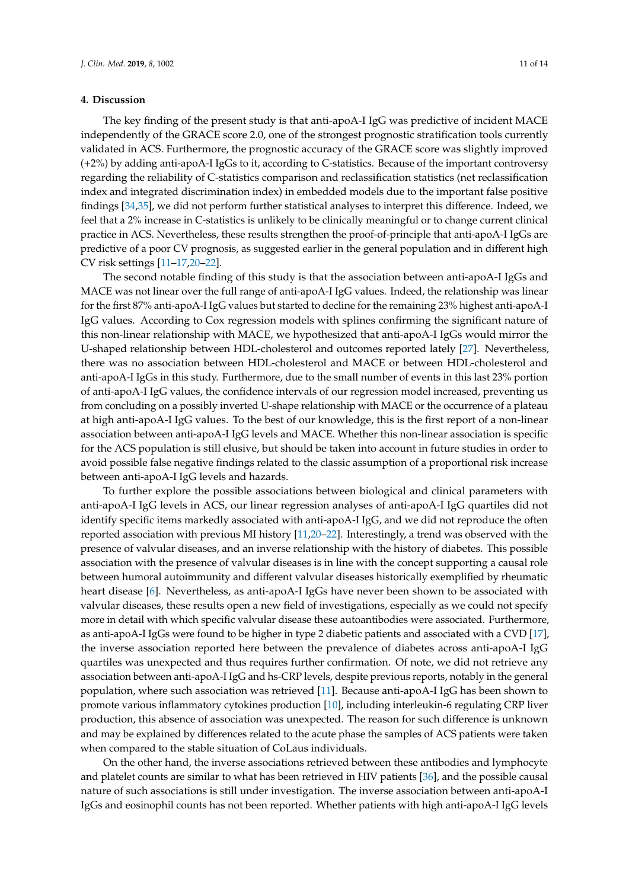## 4. Discussion

The key finding of the present study is that anti-apoA-I IgG was predictive of incident MACE independently of the GRACE score 2.0, one of the strongest prognostic stratification tools currently validated in ACS. Furthermore, the prognostic accuracy of the GRACE score was slightly improved (+2%) by adding anti-apoA-I IgGs to it, according to C-statistics. Because of the important controversy regarding the reliability of C-statistics comparison and reclassification statistics (net reclassification index and integrated discrimination index) in embedded models due to the important false positive findings [34,35], we did not perform further statistical analyses to interpret this difference. Indeed, we feel that a 2% increase in C-statistics is unlikely to be clinically meaningful or to change current clinical practice in ACS. Nevertheless, these results strengthen the proof-of-principle that anti-apoA-I IgGs are predictive of a poor CV prognosis, as suggested earlier in the general population and in different high CV risk settings [11–17,20–22].

The second notable finding of this study is that the association between anti-apoA-I IgGs and MACE was not linear over the full range of anti-apoA-I IgG values. Indeed, the relationship was linear for the first 87% anti-apoA-I IgG values but started to decline for the remaining 23% highest anti-apoA-I IgG values. According to Cox regression models with splines confirming the significant nature of this non-linear relationship with MACE, we hypothesized that anti-apoA-I IgGs would mirror the U-shaped relationship between HDL-cholesterol and outcomes reported lately [27]. Nevertheless, there was no association between HDL-cholesterol and MACE or between HDL-cholesterol and anti-apoA-I IgGs in this study. Furthermore, due to the small number of events in this last 23% portion of anti-apoA-I IgG values, the confidence intervals of our regression model increased, preventing us from concluding on a possibly inverted U-shape relationship with MACE or the occurrence of a plateau at high anti-apoA-I IgG values. To the best of our knowledge, this is the first report of a non-linear association between anti-apoA-I IgG levels and MACE. Whether this non-linear association is specific for the ACS population is still elusive, but should be taken into account in future studies in order to avoid possible false negative findings related to the classic assumption of a proportional risk increase between anti-apoA-I IgG levels and hazards.

To further explore the possible associations between biological and clinical parameters with anti-apoA-I IgG levels in ACS, our linear regression analyses of anti-apoA-I IgG quartiles did not identify specific items markedly associated with anti-apoA-I IgG, and we did not reproduce the often reported association with previous MI history [11,20–22]. Interestingly, a trend was observed with the presence of valvular diseases, and an inverse relationship with the history of diabetes. This possible association with the presence of valvular diseases is in line with the concept supporting a causal role between humoral autoimmunity and different valvular diseases historically exemplified by rheumatic heart disease [6]. Nevertheless, as anti-apoA-I IgGs have never been shown to be associated with valvular diseases, these results open a new field of investigations, especially as we could not specify more in detail with which specific valvular disease these autoantibodies were associated. Furthermore, as anti-apoA-I IgGs were found to be higher in type 2 diabetic patients and associated with a CVD [17], the inverse association reported here between the prevalence of diabetes across anti-apoA-I IgG quartiles was unexpected and thus requires further confirmation. Of note, we did not retrieve any association between anti-apoA-I IgG and hs-CRP levels, despite previous reports, notably in the general population, where such association was retrieved [11]. Because anti-apoA-I IgG has been shown to promote various inflammatory cytokines production [10], including interleukin-6 regulating CRP liver production, this absence of association was unexpected. The reason for such difference is unknown and may be explained by differences related to the acute phase the samples of ACS patients were taken when compared to the stable situation of CoLaus individuals.

On the other hand, the inverse associations retrieved between these antibodies and lymphocyte and platelet counts are similar to what has been retrieved in HIV patients [36], and the possible causal nature of such associations is still under investigation. The inverse association between anti-apoA-I IgGs and eosinophil counts has not been reported. Whether patients with high anti-apoA-I IgG levels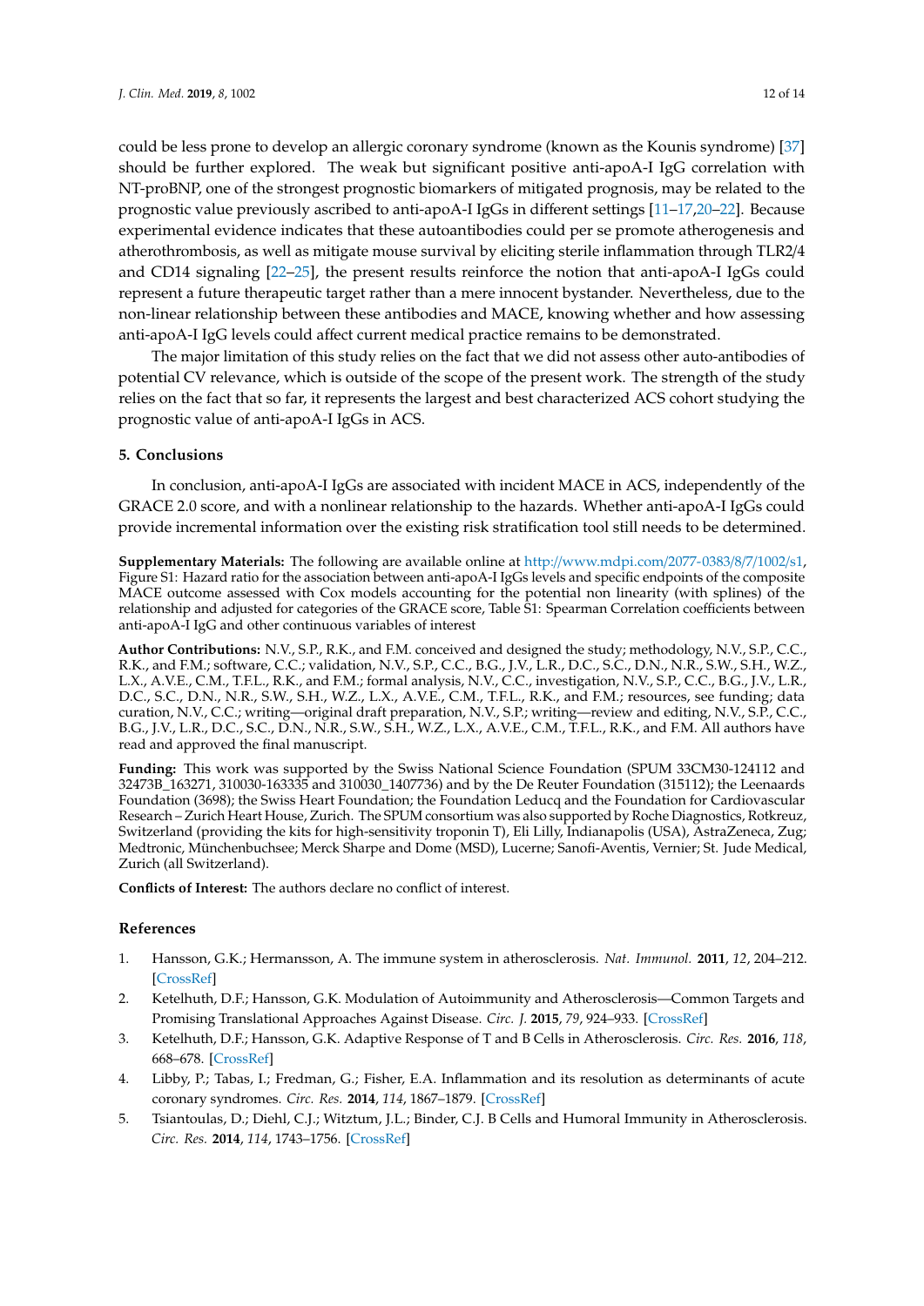could be less prone to develop an allergic coronary syndrome (known as the Kounis syndrome) [37] should be further explored. The weak but significant positive anti-apoA-I IgG correlation with NT-proBNP, one of the strongest prognostic biomarkers of mitigated prognosis, may be related to the prognostic value previously ascribed to anti-apoA-I IgGs in different settings [11–17,20–22]. Because experimental evidence indicates that these autoantibodies could per se promote atherogenesis and atherothrombosis, as well as mitigate mouse survival by eliciting sterile inflammation through TLR2/4 and CD14 signaling [22–25], the present results reinforce the notion that anti-apoA-I IgGs could represent a future therapeutic target rather than a mere innocent bystander. Nevertheless, due to the non-linear relationship between these antibodies and MACE, knowing whether and how assessing anti-apoA-I IgG levels could affect current medical practice remains to be demonstrated.

The major limitation of this study relies on the fact that we did not assess other auto-antibodies of potential CV relevance, which is outside of the scope of the present work. The strength of the study relies on the fact that so far, it represents the largest and best characterized ACS cohort studying the prognostic value of anti-apoA-I IgGs in ACS.

## 5. Conclusions

In conclusion, anti-apoA-I IgGs are associated with incident MACE in ACS, independently of the GRACE 2.0 score, and with a nonlinear relationship to the hazards. Whether anti-apoA-I IgGs could provide incremental information over the existing risk stratification tool still needs to be determined.

**Supplementary Materials:** The following are available online at http://www.mdpi.com/2077-0383/8/7/1002/s1, Figure S1: Hazard ratio for the association between anti-apoA-I IgGs levels and specific endpoints of the composite MACE outcome assessed with Cox models accounting for the potential non linearity (with splines) of the relationship and adjusted for categories of the GRACE score, Table S1: Spearman Correlation coefficients between anti-apoA-I IgG and other continuous variables of interest

**Author Contributions:** N.V., S.P., R.K., and F.M. conceived and designed the study; methodology, N.V., S.P., C.C., R.K., and F.M.; software, C.C.; validation, N.V., S.P., C.C., B.G., J.V., L.R., D.C., S.C., D.N., N.R., S.W., S.H., W.Z., L.X., A.V.E., C.M., T.F.L., R.K., and F.M.; formal analysis, N.V., C.C., investigation, N.V., S.P., C.C., B.G., J.V., L.R., D.C., S.C., D.N., N.R., S.W., S.H., W.Z., L.X., A.V.E., C.M., T.F.L., R.K., and F.M.; resources, see funding; data curation, N.V., C.C.; writing—original draft preparation, N.V., S.P.; writing—review and editing, N.V., S.P., C.C., B.G., J.V., L.R., D.C., S.C., D.N., N.R., S.W., S.H., W.Z., L.X., A.V.E., C.M., T.F.L., R.K., and F.M. All authors have read and approved the final manuscript.

**Funding:** This work was supported by the Swiss National Science Foundation (SPUM 33CM30-124112 and 32473B_163271, 310030-163335 and 310030_1407736) and by the De Reuter Foundation (315112); the Leenaards Foundation (3698); the Swiss Heart Foundation; the Foundation Leducq and the Foundation for Cardiovascular Research – Zurich Heart House, Zurich. The SPUM consortium was also supported by Roche Diagnostics, Rotkreuz, Switzerland (providing the kits for high-sensitivity troponin T), Eli Lilly, Indianapolis (USA), AstraZeneca, Zug; Medtronic, Münchenbuchsee; Merck Sharpe and Dome (MSD), Lucerne; Sanofi-Aventis, Vernier; St. Jude Medical, Zurich (all Switzerland).

**Conflicts of Interest:** The authors declare no conflict of interest.

## References

1. Hansson, G.K.; Hermansson, A. The immune system in atherosclerosis. *Nat. Immunol.* **2011**, *12*, 204–212. [CrossRef]
2. Ketelhuth, D.F.; Hansson, G.K. Modulation of Autoimmunity and Atherosclerosis—Common Targets and Promising Translational Approaches Against Disease. *Circ. J.* **2015**, *79*, 924–933. [CrossRef]
3. Ketelhuth, D.F.; Hansson, G.K. Adaptive Response of T and B Cells in Atherosclerosis. *Circ. Res.* **2016**, *118*, 668–678. [CrossRef]
4. Libby, P.; Tabas, I.; Fredman, G.; Fisher, E.A. Inflammation and its resolution as determinants of acute coronary syndromes. *Circ. Res.* **2014**, *114*, 1867–1879. [CrossRef]
5. Tsiantoulas, D.; Diehl, C.J.; Witztum, J.L.; Binder, C.J. B Cells and Humoral Immunity in Atherosclerosis. *Circ. Res.* **2014**, *114*, 1743–1756. [CrossRef]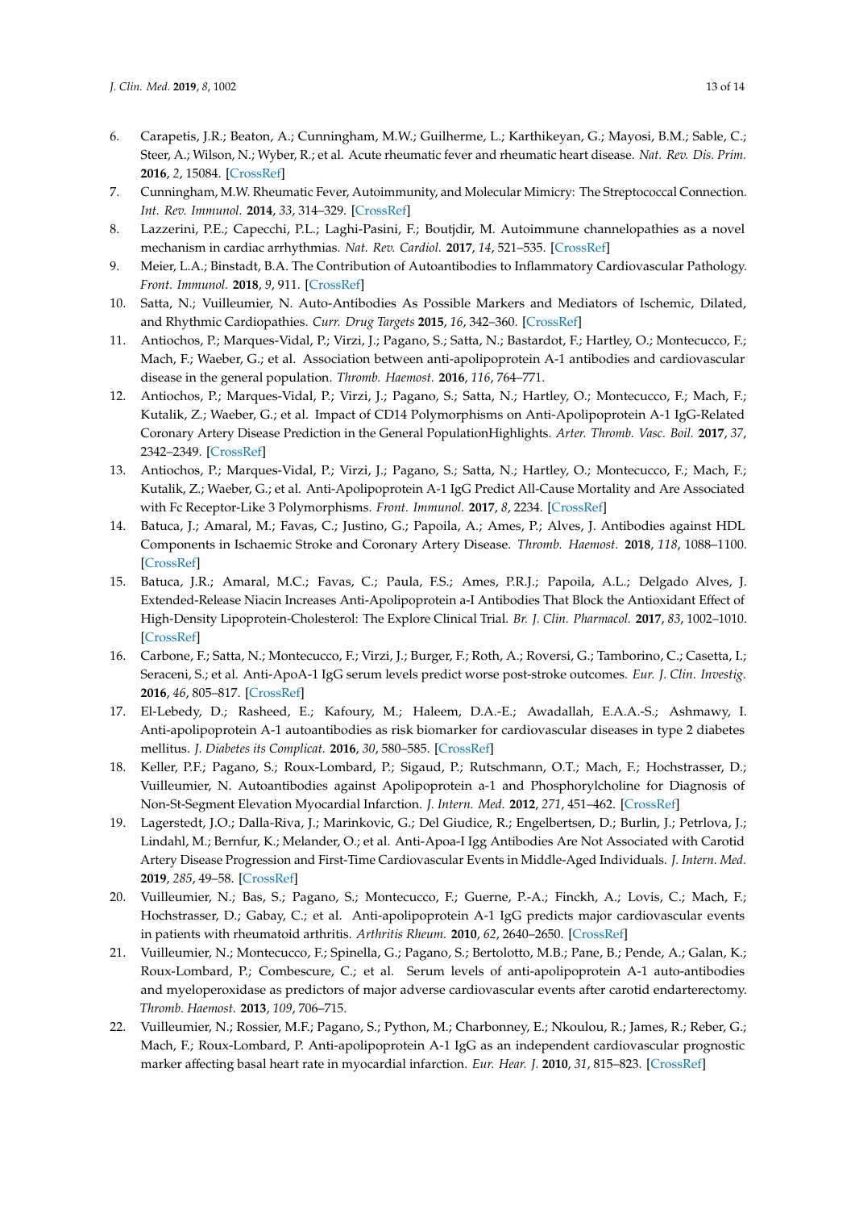6. Carapetis, J.R.; Beaton, A.; Cunningham, M.W.; Guilherme, L.; Karthikeyan, G.; Mayosi, B.M.; Sable, C.; Steer, A.; Wilson, N.; Wyber, R.; et al. Acute rheumatic fever and rheumatic heart disease. *Nat. Rev. Dis. Prim.* **2016**, *2*, 15084. [CrossRef]
7. Cunningham, M.W. Rheumatic Fever, Autoimmunity, and Molecular Mimicry: The Streptococcal Connection. *Int. Rev. Immunol.* **2014**, *33*, 314–329. [CrossRef]
8. Lazzerini, P.E.; Capecchi, P.L.; Laghi-Pasini, F.; Boutjdir, M. Autoimmune channelopathies as a novel mechanism in cardiac arrhythmias. *Nat. Rev. Cardiol.* **2017**, *14*, 521–535. [CrossRef]
9. Meier, L.A.; Binstadt, B.A. The Contribution of Autoantibodies to Inflammatory Cardiovascular Pathology. *Front. Immunol.* **2018**, *9*, 911. [CrossRef]
10. Satta, N.; Vuilleumier, N. Auto-Antibodies As Possible Markers and Mediators of Ischemic, Dilated, and Rhythmic Cardiopathies. *Curr. Drug Targets* **2015**, *16*, 342–360. [CrossRef]
11. Antiochos, P.; Marques-Vidal, P.; Virzi, J.; Pagano, S.; Satta, N.; Bastardot, F.; Hartley, O.; Montecucco, F.; Mach, F.; Waeber, G.; et al. Association between anti-apolipoprotein A-1 antibodies and cardiovascular disease in the general population. *Thromb. Haemost.* **2016**, *116*, 764–771.
12. Antiochos, P.; Marques-Vidal, P.; Virzi, J.; Pagano, S.; Satta, N.; Hartley, O.; Montecucco, F.; Mach, F.; Kutalik, Z.; Waeber, G.; et al. Impact of CD14 Polymorphisms on Anti-Apolipoprotein A-1 IgG-Related Coronary Artery Disease Prediction in the General PopulationHighlights. *Arter. Thromb. Vasc. Boil.* **2017**, *37*, 2342–2349. [CrossRef]
13. Antiochos, P.; Marques-Vidal, P.; Virzi, J.; Pagano, S.; Satta, N.; Hartley, O.; Montecucco, F.; Mach, F.; Kutalik, Z.; Waeber, G.; et al. Anti-Apolipoprotein A-1 IgG Predict All-Cause Mortality and Are Associated with Fc Receptor-Like 3 Polymorphisms. *Front. Immunol.* **2017**, *8*, 2234. [CrossRef]
14. Batuca, J.; Amaral, M.; Favas, C.; Justino, G.; Papoila, A.; Ames, P.; Alves, J. Antibodies against HDL Components in Ischaemic Stroke and Coronary Artery Disease. *Thromb. Haemost.* **2018**, *118*, 1088–1100. [CrossRef]
15. Batuca, J.R.; Amaral, M.C.; Favas, C.; Paula, F.S.; Ames, P.R.J.; Papoila, A.L.; Delgado Alves, J. Extended-Release Niacin Increases Anti-Apolipoprotein a-I Antibodies That Block the Antioxidant Effect of High-Density Lipoprotein-Cholesterol: The Explore Clinical Trial. *Br. J. Clin. Pharmacol.* **2017**, *83*, 1002–1010. [CrossRef]
16. Carbone, F.; Satta, N.; Montecucco, F.; Virzi, J.; Burger, F.; Roth, A.; Roversi, G.; Tamborino, C.; Casetta, I.; Seraceni, S.; et al. Anti-ApoA-1 IgG serum levels predict worse post-stroke outcomes. *Eur. J. Clin. Investig.* **2016**, *46*, 805–817. [CrossRef]
17. El-Lebedy, D.; Rasheed, E.; Kafoury, M.; Haleem, D.A.-E.; Awadallah, E.A.A.-S.; Ashmawy, I. Anti-apolipoprotein A-1 autoantibodies as risk biomarker for cardiovascular diseases in type 2 diabetes mellitus. *J. Diabetes its Complicat.* **2016**, *30*, 580–585. [CrossRef]
18. Keller, P.F.; Pagano, S.; Roux-Lombard, P.; Sigaud, P.; Rutschmann, O.T.; Mach, F.; Hochstrasser, D.; Vuilleumier, N. Autoantibodies against Apolipoprotein a-1 and Phosphorylcholine for Diagnosis of Non-St-Segment Elevation Myocardial Infarction. *J. Intern. Med.* **2012**, *271*, 451–462. [CrossRef]
19. Lagerstedt, J.O.; Dalla-Riva, J.; Marinkovic, G.; Del Giudice, R.; Engelbertsen, D.; Burlin, J.; Petrlova, J.; Lindahl, M.; Bernfur, K.; Melander, O.; et al. Anti-Apoa-I Igg Antibodies Are Not Associated with Carotid Artery Disease Progression and First-Time Cardiovascular Events in Middle-Aged Individuals. *J. Intern. Med.* **2019**, *285*, 49–58. [CrossRef]
20. Vuilleumier, N.; Bas, S.; Pagano, S.; Montecucco, F.; Guerne, P.-A.; Finckh, A.; Lovis, C.; Mach, F.; Hochstrasser, D.; Gabay, C.; et al. Anti-apolipoprotein A-1 IgG predicts major cardiovascular events in patients with rheumatoid arthritis. *Arthritis Rheum.* **2010**, *62*, 2640–2650. [CrossRef]
21. Vuilleumier, N.; Montecucco, F.; Spinella, G.; Pagano, S.; Bertolotto, M.B.; Pane, B.; Pende, A.; Galan, K.; Roux-Lombard, P.; Combescure, C.; et al. Serum levels of anti-apolipoprotein A-1 auto-antibodies and myeloperoxidase as predictors of major adverse cardiovascular events after carotid endarterectomy. *Thromb. Haemost.* **2013**, *109*, 706–715.
22. Vuilleumier, N.; Rossier, M.F.; Pagano, S.; Python, M.; Charbonney, E.; Nkoulou, R.; James, R.; Reber, G.; Mach, F.; Roux-Lombard, P. Anti-apolipoprotein A-1 IgG as an independent cardiovascular prognostic marker affecting basal heart rate in myocardial infarction. *Eur. Hear. J.* **2010**, *31*, 815–823. [CrossRef]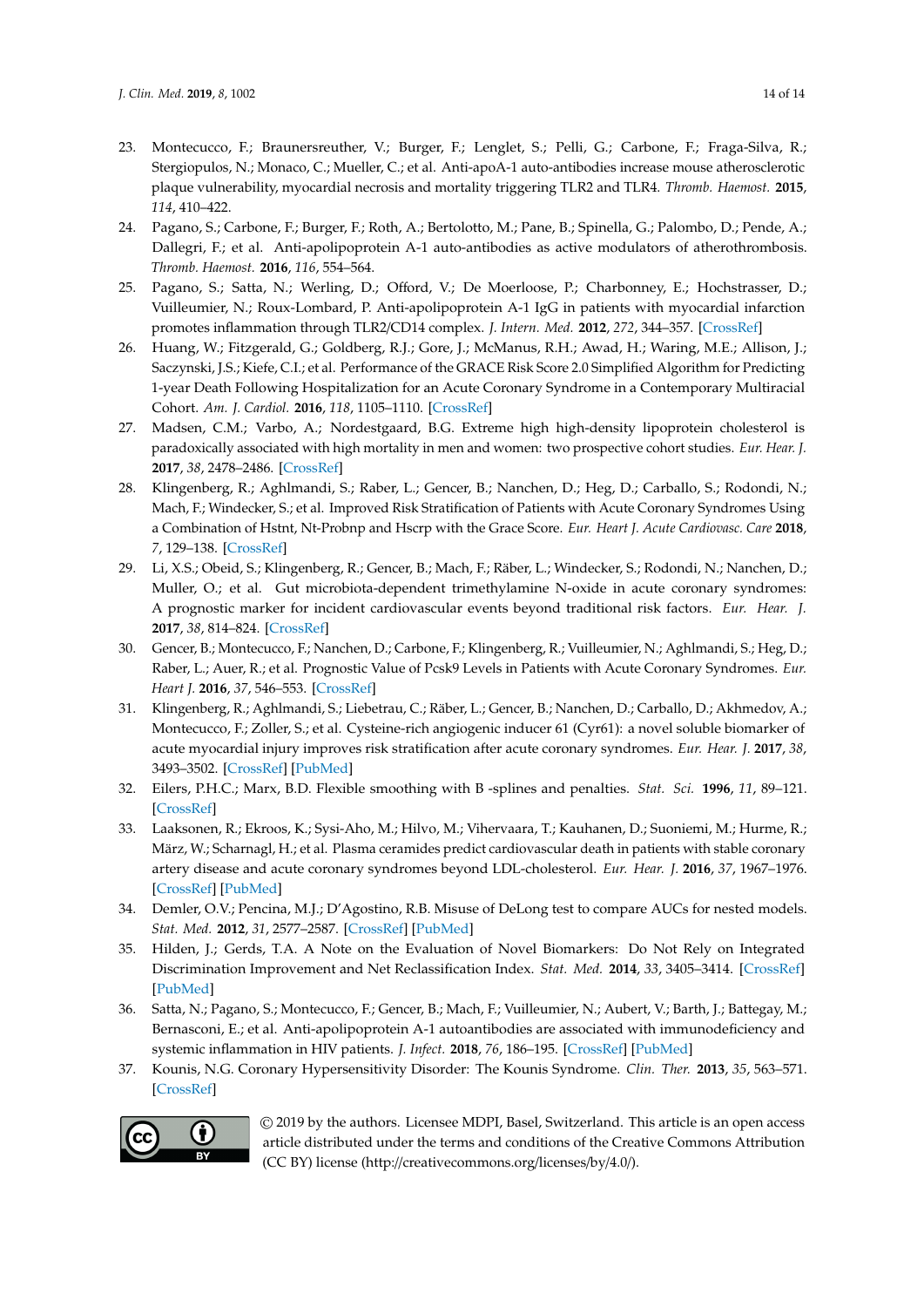23. Montecucco, F.; Braunersreuther, V.; Burger, F.; Lenglet, S.; Pelli, G.; Carbone, F.; Fraga-Silva, R.; Stergiopulos, N.; Monaco, C.; Mueller, C.; et al. Anti-apoA-1 auto-antibodies increase mouse atherosclerotic plaque vulnerability, myocardial necrosis and mortality triggering TLR2 and TLR4. *Thromb. Haemost.* **2015**, *114*, 410–422.
24. Pagano, S.; Carbone, F.; Burger, F.; Roth, A.; Bertolotto, M.; Pane, B.; Spinella, G.; Palombo, D.; Pende, A.; Dallegri, F.; et al. Anti-apolipoprotein A-1 auto-antibodies as active modulators of atherothrombosis. *Thromb. Haemost.* **2016**, *116*, 554–564.
25. Pagano, S.; Satta, N.; Werling, D.; Offord, V.; De Moerloose, P.; Charbonney, E.; Hochstrasser, D.; Vuilleumier, N.; Roux-Lombard, P. Anti-apolipoprotein A-1 IgG in patients with myocardial infarction promotes inflammation through TLR2/CD14 complex. *J. Intern. Med.* **2012**, *272*, 344–357. [CrossRef]
26. Huang, W.; Fitzgerald, G.; Goldberg, R.J.; Gore, J.; McManus, R.H.; Awad, H.; Waring, M.E.; Allison, J.; Saczynski, J.S.; Kiefe, C.I.; et al. Performance of the GRACE Risk Score 2.0 Simplified Algorithm for Predicting 1-year Death Following Hospitalization for an Acute Coronary Syndrome in a Contemporary Multiracial Cohort. *Am. J. Cardiol.* **2016**, *118*, 1105–1110. [CrossRef]
27. Madsen, C.M.; Varbo, A.; Nordestgaard, B.G. Extreme high high-density lipoprotein cholesterol is paradoxically associated with high mortality in men and women: two prospective cohort studies. *Eur. Hear. J.* **2017**, *38*, 2478–2486. [CrossRef]
28. Klingenberg, R.; Aghlmandi, S.; Raber, L.; Gencer, B.; Nanchen, D.; Heg, D.; Carballo, S.; Rodondi, N.; Mach, F.; Windecker, S.; et al. Improved Risk Stratification of Patients with Acute Coronary Syndromes Using a Combination of Hstnt, Nt-Probnp and Hscrp with the Grace Score. *Eur. Heart J. Acute Cardiovasc. Care* **2018**, *7*, 129–138. [CrossRef]
29. Li, X.S.; Obeid, S.; Klingenberg, R.; Gencer, B.; Mach, F.; Räber, L.; Windecker, S.; Rodondi, N.; Nanchen, D.; Muller, O.; et al. Gut microbiota-dependent trimethylamine N-oxide in acute coronary syndromes: A prognostic marker for incident cardiovascular events beyond traditional risk factors. *Eur. Hear. J.* **2017**, *38*, 814–824. [CrossRef]
30. Gencer, B.; Montecucco, F.; Nanchen, D.; Carbone, F.; Klingenberg, R.; Vuilleumier, N.; Aghlmandi, S.; Heg, D.; Raber, L.; Auer, R.; et al. Prognostic Value of Pcsk9 Levels in Patients with Acute Coronary Syndromes. *Eur. Heart J.* **2016**, *37*, 546–553. [CrossRef]
31. Klingenberg, R.; Aghlmandi, S.; Liebetrau, C.; Räber, L.; Gencer, B.; Nanchen, D.; Carballo, D.; Akhmedov, A.; Montecucco, F.; Zoller, S.; et al. Cysteine-rich angiogenic inducer 61 (Cyr61): a novel soluble biomarker of acute myocardial injury improves risk stratification after acute coronary syndromes. *Eur. Hear. J.* **2017**, *38*, 3493–3502. [CrossRef] [PubMed]
32. Eilers, P.H.C.; Marx, B.D. Flexible smoothing with B -splines and penalties. *Stat. Sci.* **1996**, *11*, 89–121. [CrossRef]
33. Laaksonen, R.; Ekroos, K.; Sysi-Aho, M.; Hilvo, M.; Vihervaara, T.; Kauhanen, D.; Suoniemi, M.; Hurme, R.; März, W.; Scharnagl, H.; et al. Plasma ceramides predict cardiovascular death in patients with stable coronary artery disease and acute coronary syndromes beyond LDL-cholesterol. *Eur. Hear. J.* **2016**, *37*, 1967–1976. [CrossRef] [PubMed]
34. Demler, O.V.; Pencina, M.J.; D'Agostino, R.B. Misuse of DeLong test to compare AUCs for nested models. *Stat. Med.* **2012**, *31*, 2577–2587. [CrossRef] [PubMed]
35. Hilden, J.; Gerds, T.A. A Note on the Evaluation of Novel Biomarkers: Do Not Rely on Integrated Discrimination Improvement and Net Reclassification Index. *Stat. Med.* **2014**, *33*, 3405–3414. [CrossRef] [PubMed]
36. Satta, N.; Pagano, S.; Montecucco, F.; Gencer, B.; Mach, F.; Vuilleumier, N.; Aubert, V.; Barth, J.; Battegay, M.; Bernasconi, E.; et al. Anti-apolipoprotein A-1 autoantibodies are associated with immunodeficiency and systemic inflammation in HIV patients. *J. Infect.* **2018**, *76*, 186–195. [CrossRef] [PubMed]
37. Kounis, N.G. Coronary Hypersensitivity Disorder: The Kounis Syndrome. *Clin. Ther.* **2013**, *35*, 563–571. [CrossRef]

© 2019 by the authors. Licensee MDPI, Basel, Switzerland. This article is an open access article distributed under the terms and conditions of the Creative Commons Attribution (CC BY) license (http://creativecommons.org/licenses/by/4.0/).